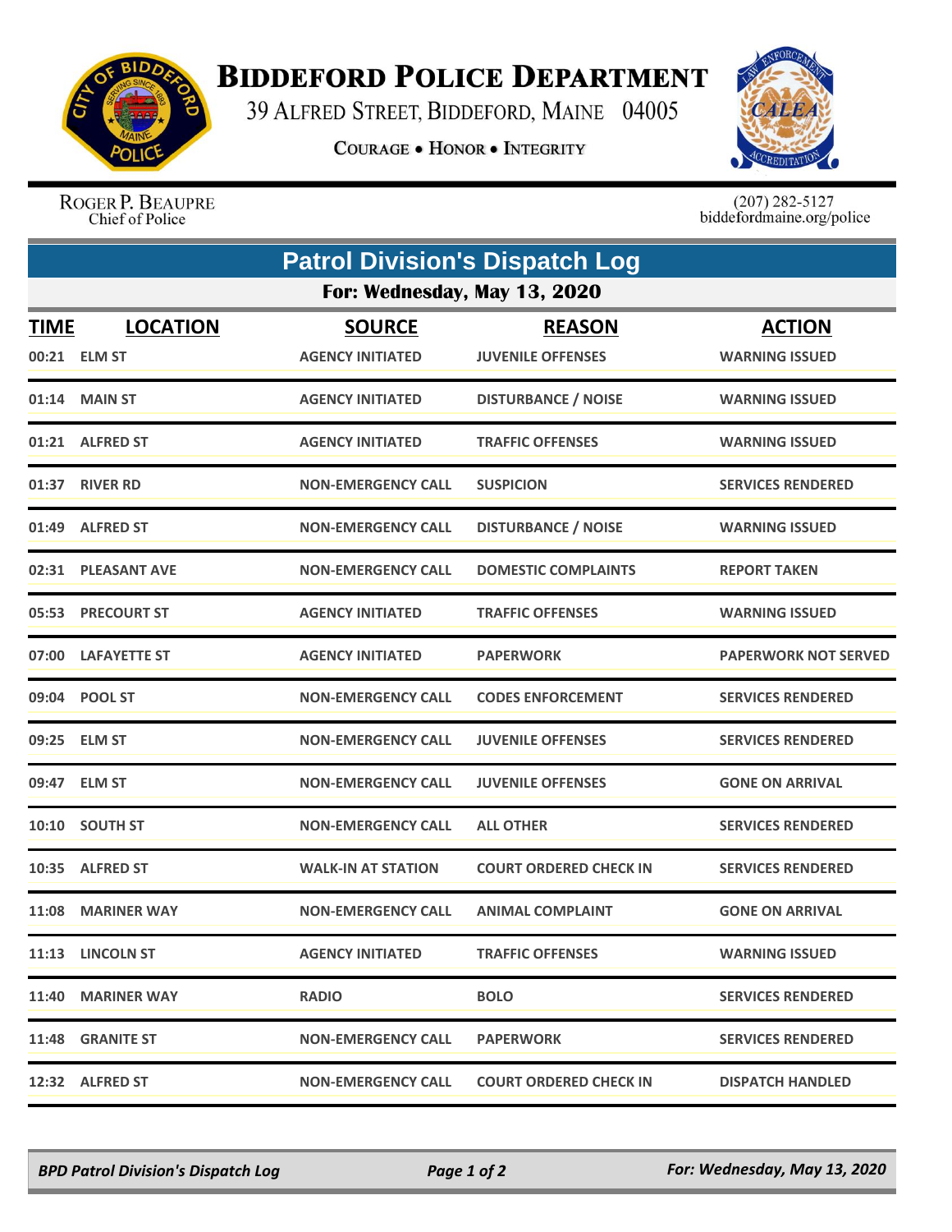# Biddeford Police Department

39 Alfred Street, Biddeford, Maine 04005

**Courage • Honor • Integrity**

Roger P. Beaupre
Chief of Police

(207) 282-5127
biddefordmaine.org/police

## Patrol Division's Dispatch Log

### For: Wednesday, May 13, 2020

| TIME | LOCATION | SOURCE | REASON | ACTION |
|---|---|---|---|---|
| 00:21 | ELM ST | AGENCY INITIATED | JUVENILE OFFENSES | WARNING ISSUED |
| 01:14 | MAIN ST | AGENCY INITIATED | DISTURBANCE / NOISE | WARNING ISSUED |
| 01:21 | ALFRED ST | AGENCY INITIATED | TRAFFIC OFFENSES | WARNING ISSUED |
| 01:37 | RIVER RD | NON-EMERGENCY CALL | SUSPICION | SERVICES RENDERED |
| 01:49 | ALFRED ST | NON-EMERGENCY CALL | DISTURBANCE / NOISE | WARNING ISSUED |
| 02:31 | PLEASANT AVE | NON-EMERGENCY CALL | DOMESTIC COMPLAINTS | REPORT TAKEN |
| 05:53 | PRECOURT ST | AGENCY INITIATED | TRAFFIC OFFENSES | WARNING ISSUED |
| 07:00 | LAFAYETTE ST | AGENCY INITIATED | PAPERWORK | PAPERWORK NOT SERVED |
| 09:04 | POOL ST | NON-EMERGENCY CALL | CODES ENFORCEMENT | SERVICES RENDERED |
| 09:25 | ELM ST | NON-EMERGENCY CALL | JUVENILE OFFENSES | SERVICES RENDERED |
| 09:47 | ELM ST | NON-EMERGENCY CALL | JUVENILE OFFENSES | GONE ON ARRIVAL |
| 10:10 | SOUTH ST | NON-EMERGENCY CALL | ALL OTHER | SERVICES RENDERED |
| 10:35 | ALFRED ST | WALK-IN AT STATION | COURT ORDERED CHECK IN | SERVICES RENDERED |
| 11:08 | MARINER WAY | NON-EMERGENCY CALL | ANIMAL COMPLAINT | GONE ON ARRIVAL |
| 11:13 | LINCOLN ST | AGENCY INITIATED | TRAFFIC OFFENSES | WARNING ISSUED |
| 11:40 | MARINER WAY | RADIO | BOLO | SERVICES RENDERED |
| 11:48 | GRANITE ST | NON-EMERGENCY CALL | PAPERWORK | SERVICES RENDERED |
| 12:32 | ALFRED ST | NON-EMERGENCY CALL | COURT ORDERED CHECK IN | DISPATCH HANDLED |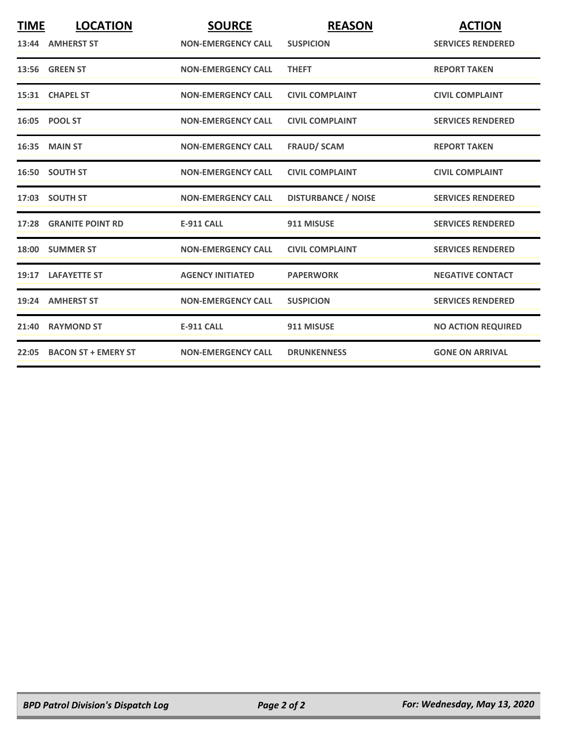| TIME | LOCATION | SOURCE | REASON | ACTION |
|---|---|---|---|---|
| 13:44 | AMHERST ST | NON-EMERGENCY CALL | SUSPICION | SERVICES RENDERED |
| 13:56 | GREEN ST | NON-EMERGENCY CALL | THEFT | REPORT TAKEN |
| 15:31 | CHAPEL ST | NON-EMERGENCY CALL | CIVIL COMPLAINT | CIVIL COMPLAINT |
| 16:05 | POOL ST | NON-EMERGENCY CALL | CIVIL COMPLAINT | SERVICES RENDERED |
| 16:35 | MAIN ST | NON-EMERGENCY CALL | FRAUD/ SCAM | REPORT TAKEN |
| 16:50 | SOUTH ST | NON-EMERGENCY CALL | CIVIL COMPLAINT | CIVIL COMPLAINT |
| 17:03 | SOUTH ST | NON-EMERGENCY CALL | DISTURBANCE / NOISE | SERVICES RENDERED |
| 17:28 | GRANITE POINT RD | E-911 CALL | 911 MISUSE | SERVICES RENDERED |
| 18:00 | SUMMER ST | NON-EMERGENCY CALL | CIVIL COMPLAINT | SERVICES RENDERED |
| 19:17 | LAFAYETTE ST | AGENCY INITIATED | PAPERWORK | NEGATIVE CONTACT |
| 19:24 | AMHERST ST | NON-EMERGENCY CALL | SUSPICION | SERVICES RENDERED |
| 21:40 | RAYMOND ST | E-911 CALL | 911 MISUSE | NO ACTION REQUIRED |
| 22:05 | BACON ST + EMERY ST | NON-EMERGENCY CALL | DRUNKENNESS | GONE ON ARRIVAL |

*BPD Patrol Division's Dispatch Log* *For: Wednesday, May 13, 2020*